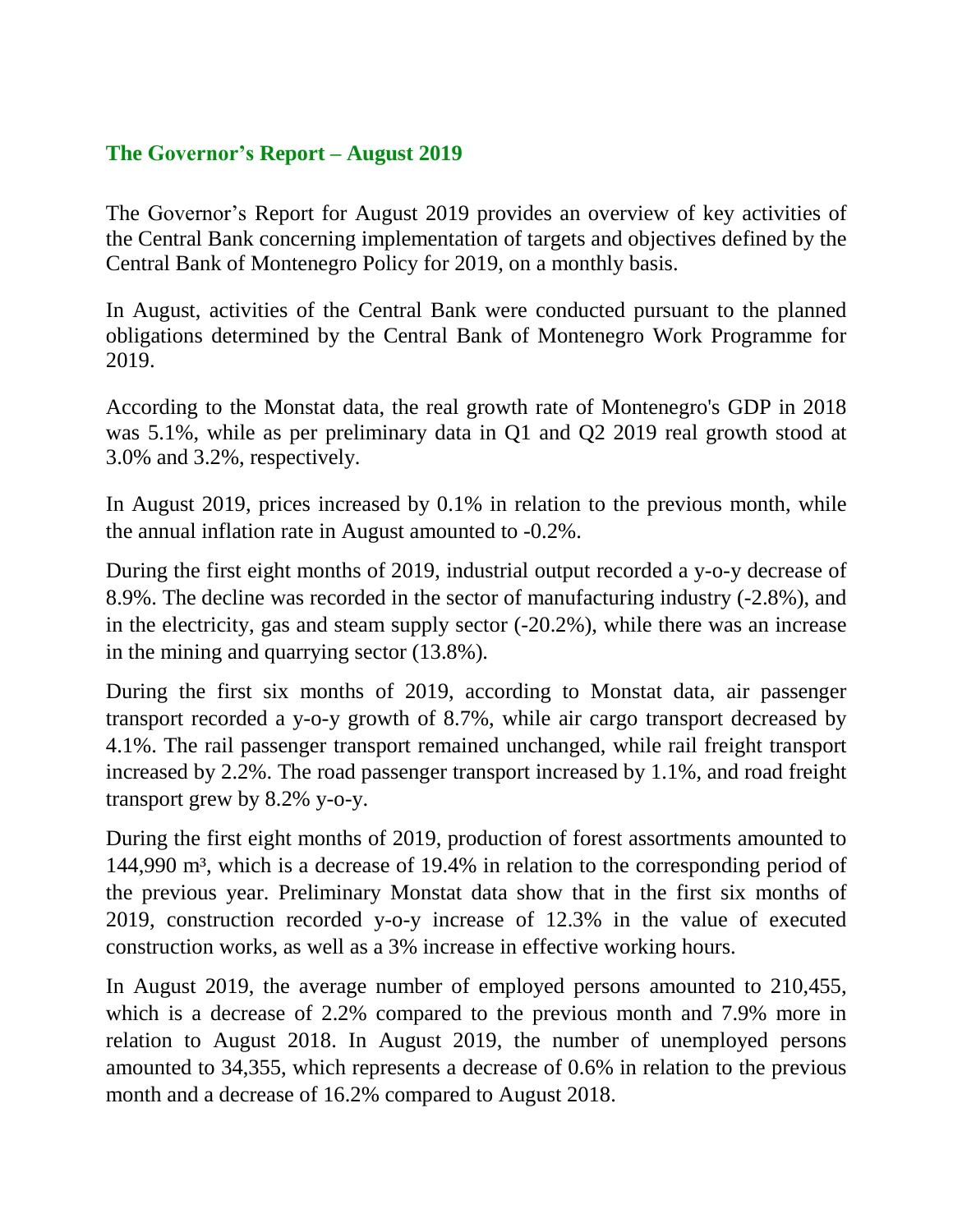## The Governor's Report – August 2019

The Governor's Report for August 2019 provides an overview of key activities of the Central Bank concerning implementation of targets and objectives defined by the Central Bank of Montenegro Policy for 2019, on a monthly basis.

In August, activities of the Central Bank were conducted pursuant to the planned obligations determined by the Central Bank of Montenegro Work Programme for 2019.

According to the Monstat data, the real growth rate of Montenegro's GDP in 2018 was 5.1%, while as per preliminary data in Q1 and Q2 2019 real growth stood at 3.0% and 3.2%, respectively.

In August 2019, prices increased by 0.1% in relation to the previous month, while the annual inflation rate in August amounted to -0.2%.

During the first eight months of 2019, industrial output recorded a y-o-y decrease of 8.9%. The decline was recorded in the sector of manufacturing industry (-2.8%), and in the electricity, gas and steam supply sector (-20.2%), while there was an increase in the mining and quarrying sector (13.8%).

During the first six months of 2019, according to Monstat data, air passenger transport recorded a y-o-y growth of 8.7%, while air cargo transport decreased by 4.1%. The rail passenger transport remained unchanged, while rail freight transport increased by 2.2%. The road passenger transport increased by 1.1%, and road freight transport grew by 8.2% y-o-y.

During the first eight months of 2019, production of forest assortments amounted to 144,990 $m^3$, which is a decrease of 19.4% in relation to the corresponding period of the previous year. Preliminary Monstat data show that in the first six months of 2019, construction recorded y-o-y increase of 12.3% in the value of executed construction works, as well as a 3% increase in effective working hours.

In August 2019, the average number of employed persons amounted to 210,455, which is a decrease of 2.2% compared to the previous month and 7.9% more in relation to August 2018. In August 2019, the number of unemployed persons amounted to 34,355, which represents a decrease of 0.6% in relation to the previous month and a decrease of 16.2% compared to August 2018.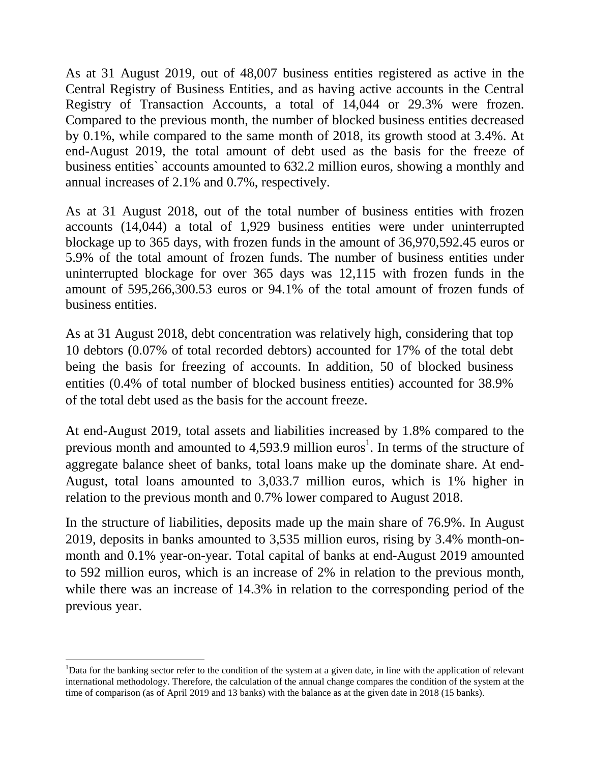As at 31 August 2019, out of 48,007 business entities registered as active in the Central Registry of Business Entities, and as having active accounts in the Central Registry of Transaction Accounts, a total of 14,044 or 29.3% were frozen. Compared to the previous month, the number of blocked business entities decreased by 0.1%, while compared to the same month of 2018, its growth stood at 3.4%. At end-August 2019, the total amount of debt used as the basis for the freeze of business entities` accounts amounted to 632.2 million euros, showing a monthly and annual increases of 2.1% and 0.7%, respectively.

As at 31 August 2018, out of the total number of business entities with frozen accounts (14,044) a total of 1,929 business entities were under uninterrupted blockage up to 365 days, with frozen funds in the amount of 36,970,592.45 euros or 5.9% of the total amount of frozen funds. The number of business entities under uninterrupted blockage for over 365 days was 12,115 with frozen funds in the amount of 595,266,300.53 euros or 94.1% of the total amount of frozen funds of business entities.

As at 31 August 2018, debt concentration was relatively high, considering that top 10 debtors (0.07% of total recorded debtors) accounted for 17% of the total debt being the basis for freezing of accounts. In addition, 50 of blocked business entities (0.4% of total number of blocked business entities) accounted for 38.9% of the total debt used as the basis for the account freeze.

At end-August 2019, total assets and liabilities increased by 1.8% compared to the previous month and amounted to 4,593.9 million euros[1]. In terms of the structure of aggregate balance sheet of banks, total loans make up the dominate share. At end-August, total loans amounted to 3,033.7 million euros, which is 1% higher in relation to the previous month and 0.7% lower compared to August 2018.

In the structure of liabilities, deposits made up the main share of 76.9%. In August 2019, deposits in banks amounted to 3,535 million euros, rising by 3.4% month-on-month and 0.1% year-on-year. Total capital of banks at end-August 2019 amounted to 592 million euros, which is an increase of 2% in relation to the previous month, while there was an increase of 14.3% in relation to the corresponding period of the previous year.

[1]Data for the banking sector refer to the condition of the system at a given date, in line with the application of relevant international methodology. Therefore, the calculation of the annual change compares the condition of the system at the time of comparison (as of April 2019 and 13 banks) with the balance as at the given date in 2018 (15 banks).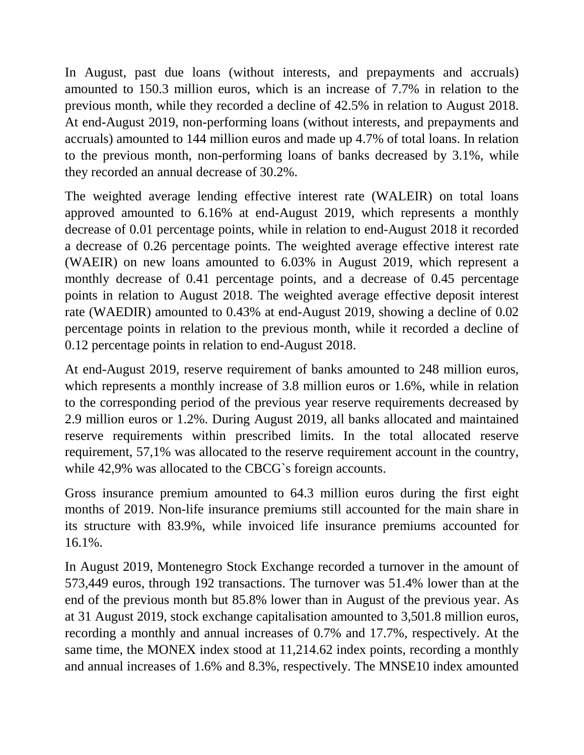In August, past due loans (without interests, and prepayments and accruals) amounted to 150.3 million euros, which is an increase of 7.7% in relation to the previous month, while they recorded a decline of 42.5% in relation to August 2018. At end-August 2019, non-performing loans (without interests, and prepayments and accruals) amounted to 144 million euros and made up 4.7% of total loans. In relation to the previous month, non-performing loans of banks decreased by 3.1%, while they recorded an annual decrease of 30.2%.

The weighted average lending effective interest rate (WALEIR) on total loans approved amounted to 6.16% at end-August 2019, which represents a monthly decrease of 0.01 percentage points, while in relation to end-August 2018 it recorded a decrease of 0.26 percentage points. The weighted average effective interest rate (WAEIR) on new loans amounted to 6.03% in August 2019, which represent a monthly decrease of 0.41 percentage points, and a decrease of 0.45 percentage points in relation to August 2018. The weighted average effective deposit interest rate (WAEDIR) amounted to 0.43% at end-August 2019, showing a decline of 0.02 percentage points in relation to the previous month, while it recorded a decline of 0.12 percentage points in relation to end-August 2018.

At end-August 2019, reserve requirement of banks amounted to 248 million euros, which represents a monthly increase of 3.8 million euros or 1.6%, while in relation to the corresponding period of the previous year reserve requirements decreased by 2.9 million euros or 1.2%. During August 2019, all banks allocated and maintained reserve requirements within prescribed limits. In the total allocated reserve requirement, 57,1% was allocated to the reserve requirement account in the country, while 42,9% was allocated to the CBCG`s foreign accounts.

Gross insurance premium amounted to 64.3 million euros during the first eight months of 2019. Non-life insurance premiums still accounted for the main share in its structure with 83.9%, while invoiced life insurance premiums accounted for 16.1%.

In August 2019, Montenegro Stock Exchange recorded a turnover in the amount of 573,449 euros, through 192 transactions. The turnover was 51.4% lower than at the end of the previous month but 85.8% lower than in August of the previous year. As at 31 August 2019, stock exchange capitalisation amounted to 3,501.8 million euros, recording a monthly and annual increases of 0.7% and 17.7%, respectively. At the same time, the MONEX index stood at 11,214.62 index points, recording a monthly and annual increases of 1.6% and 8.3%, respectively. The MNSE10 index amounted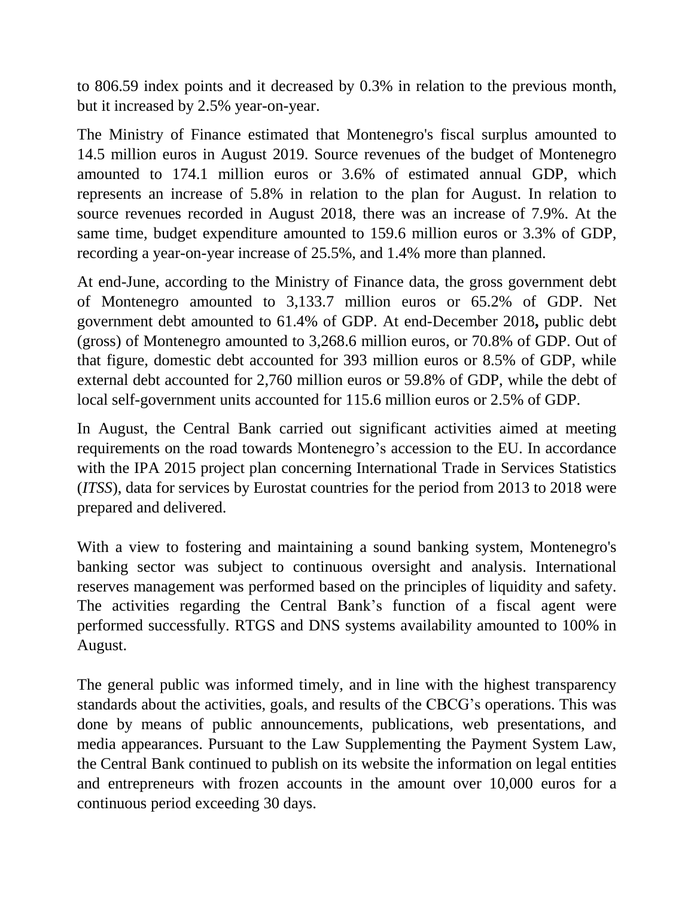to 806.59 index points and it decreased by 0.3% in relation to the previous month, but it increased by 2.5% year-on-year.

The Ministry of Finance estimated that Montenegro's fiscal surplus amounted to 14.5 million euros in August 2019. Source revenues of the budget of Montenegro amounted to 174.1 million euros or 3.6% of estimated annual GDP, which represents an increase of 5.8% in relation to the plan for August. In relation to source revenues recorded in August 2018, there was an increase of 7.9%. At the same time, budget expenditure amounted to 159.6 million euros or 3.3% of GDP, recording a year-on-year increase of 25.5%, and 1.4% more than planned.

At end-June, according to the Ministry of Finance data, the gross government debt of Montenegro amounted to 3,133.7 million euros or 65.2% of GDP. Net government debt amounted to 61.4% of GDP. At end-December 2018**,** public debt (gross) of Montenegro amounted to 3,268.6 million euros, or 70.8% of GDP. Out of that figure, domestic debt accounted for 393 million euros or 8.5% of GDP, while external debt accounted for 2,760 million euros or 59.8% of GDP, while the debt of local self-government units accounted for 115.6 million euros or 2.5% of GDP.

In August, the Central Bank carried out significant activities aimed at meeting requirements on the road towards Montenegro's accession to the EU. In accordance with the IPA 2015 project plan concerning International Trade in Services Statistics (*ITSS*), data for services by Eurostat countries for the period from 2013 to 2018 were prepared and delivered.

With a view to fostering and maintaining a sound banking system, Montenegro's banking sector was subject to continuous oversight and analysis. International reserves management was performed based on the principles of liquidity and safety. The activities regarding the Central Bank's function of a fiscal agent were performed successfully. RTGS and DNS systems availability amounted to 100% in August.

The general public was informed timely, and in line with the highest transparency standards about the activities, goals, and results of the CBCG's operations. This was done by means of public announcements, publications, web presentations, and media appearances. Pursuant to the Law Supplementing the Payment System Law, the Central Bank continued to publish on its website the information on legal entities and entrepreneurs with frozen accounts in the amount over 10,000 euros for a continuous period exceeding 30 days.